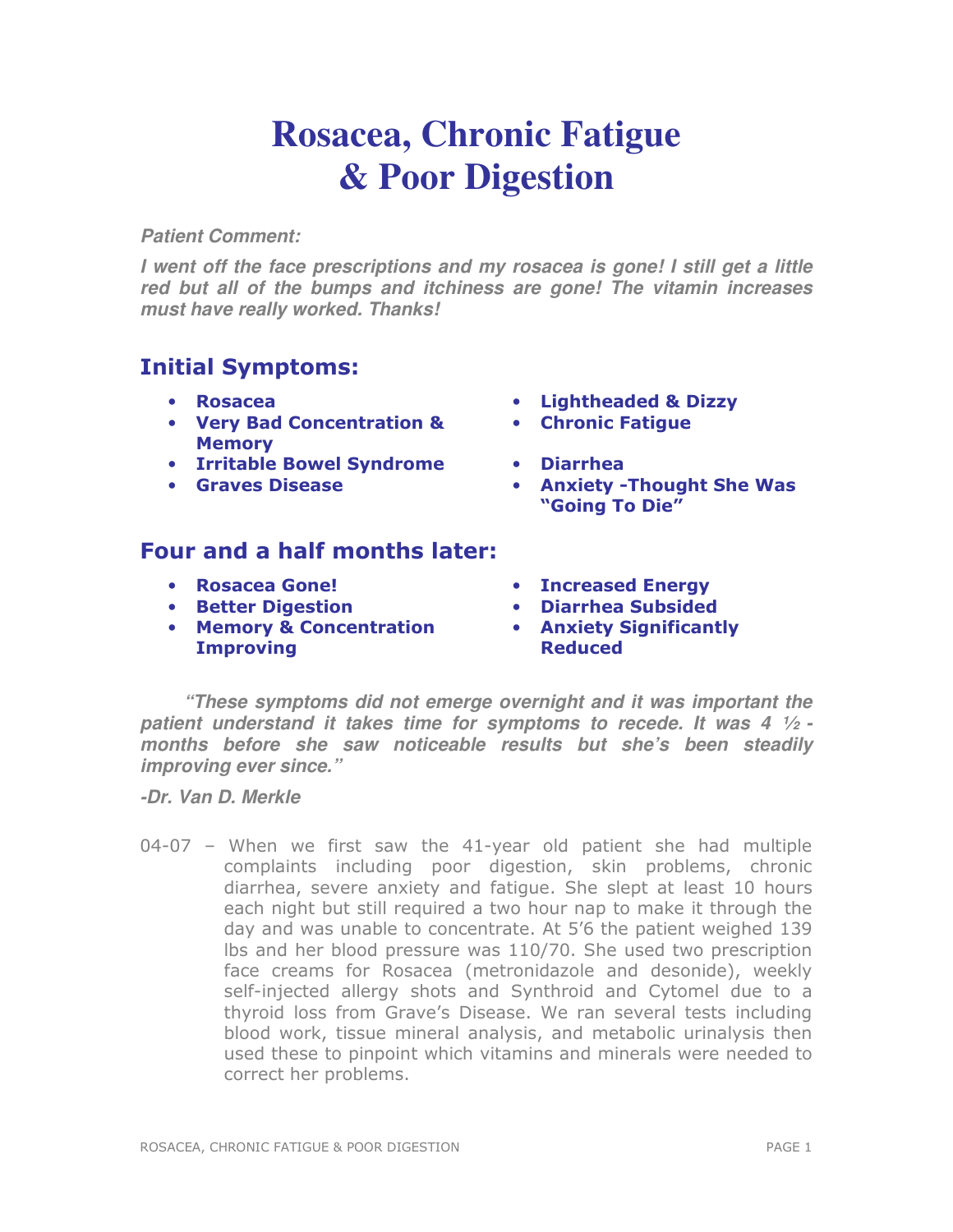# Rosacea, Chronic Fatigue & Poor Digestion

***Patient Comment:***

***I went off the face prescriptions and my rosacea is gone! I still get a little red but all of the bumps and itchiness are gone! The vitamin increases must have really worked. Thanks!***

## Initial Symptoms:

- **Rosacea**
- **Very Bad Concentration & Memory**
- **Irritable Bowel Syndrome**
- **Graves Disease**
- **Lightheaded & Dizzy**
- **Chronic Fatigue**
- **Diarrhea**
- **Anxiety -Thought She Was "Going To Die"**

## Four and a half months later:

- **Rosacea Gone!**
- **Better Digestion**
- **Memory & Concentration Improving**
- **Increased Energy**
- **Diarrhea Subsided**
- **Anxiety Significantly Reduced**

***"These symptoms did not emerge overnight and it was important the patient understand it takes time for symptoms to recede. It was 4 ½ -months before she saw noticeable results but she's been steadily improving ever since."***

***-Dr. Van D. Merkle***

04-07 – When we first saw the 41-year old patient she had multiple complaints including poor digestion, skin problems, chronic diarrhea, severe anxiety and fatigue. She slept at least 10 hours each night but still required a two hour nap to make it through the day and was unable to concentrate. At 5'6 the patient weighed 139 lbs and her blood pressure was 110/70. She used two prescription face creams for Rosacea (metronidazole and desonide), weekly self-injected allergy shots and Synthroid and Cytomel due to a thyroid loss from Grave's Disease. We ran several tests including blood work, tissue mineral analysis, and metabolic urinalysis then used these to pinpoint which vitamins and minerals were needed to correct her problems.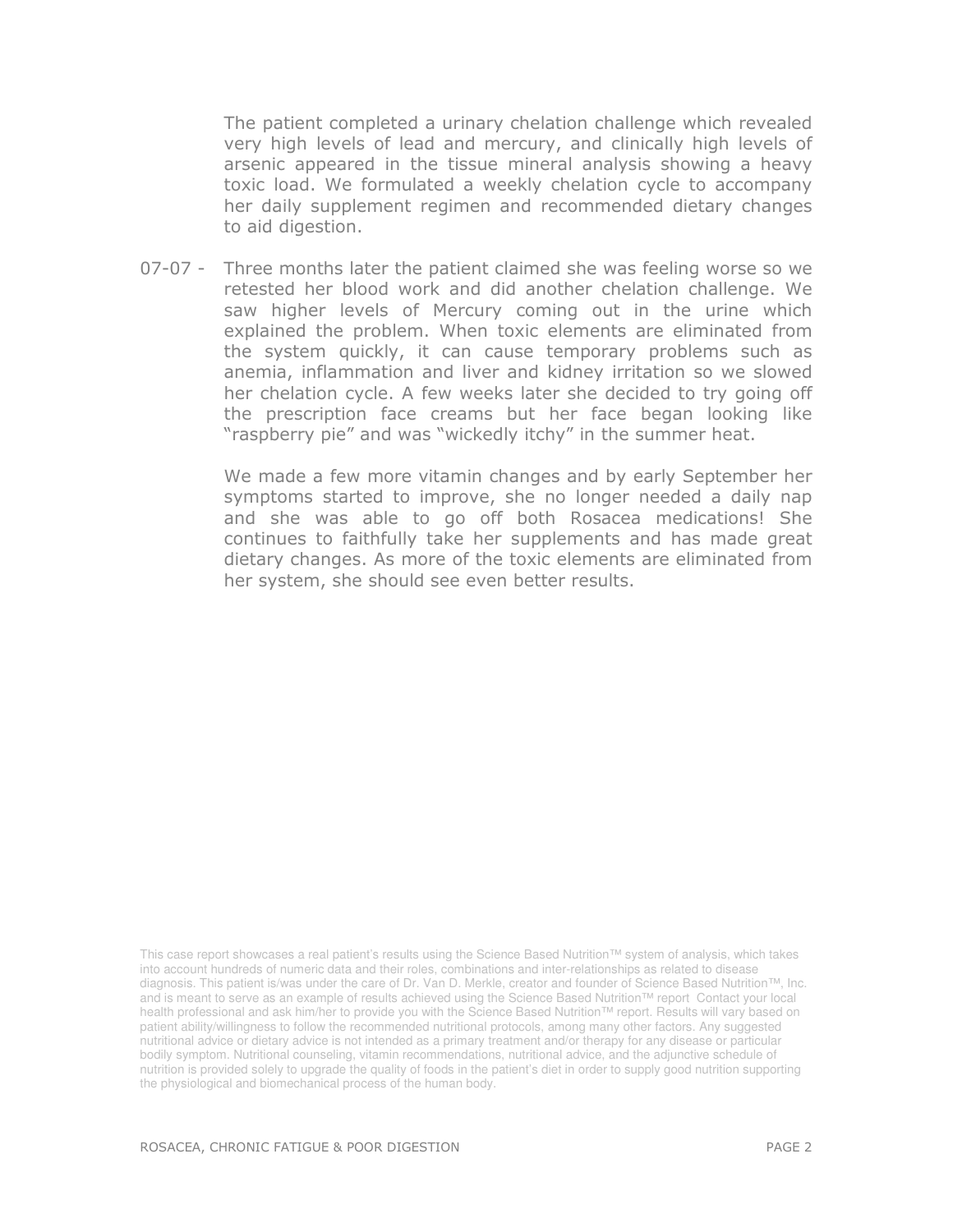The patient completed a urinary chelation challenge which revealed very high levels of lead and mercury, and clinically high levels of arsenic appeared in the tissue mineral analysis showing a heavy toxic load. We formulated a weekly chelation cycle to accompany her daily supplement regimen and recommended dietary changes to aid digestion.

07-07 - Three months later the patient claimed she was feeling worse so we retested her blood work and did another chelation challenge. We saw higher levels of Mercury coming out in the urine which explained the problem. When toxic elements are eliminated from the system quickly, it can cause temporary problems such as anemia, inflammation and liver and kidney irritation so we slowed her chelation cycle. A few weeks later she decided to try going off the prescription face creams but her face began looking like "raspberry pie" and was "wickedly itchy" in the summer heat.

We made a few more vitamin changes and by early September her symptoms started to improve, she no longer needed a daily nap and she was able to go off both Rosacea medications! She continues to faithfully take her supplements and has made great dietary changes. As more of the toxic elements are eliminated from her system, she should see even better results.

This case report showcases a real patient's results using the Science Based Nutrition™ system of analysis, which takes into account hundreds of numeric data and their roles, combinations and inter-relationships as related to disease diagnosis. This patient is/was under the care of Dr. Van D. Merkle, creator and founder of Science Based Nutrition™, Inc. and is meant to serve as an example of results achieved using the Science Based Nutrition™ report Contact your local health professional and ask him/her to provide you with the Science Based Nutrition™ report. Results will vary based on patient ability/willingness to follow the recommended nutritional protocols, among many other factors. Any suggested nutritional advice or dietary advice is not intended as a primary treatment and/or therapy for any disease or particular bodily symptom. Nutritional counseling, vitamin recommendations, nutritional advice, and the adjunctive schedule of nutrition is provided solely to upgrade the quality of foods in the patient's diet in order to supply good nutrition supporting the physiological and biomechanical process of the human body.